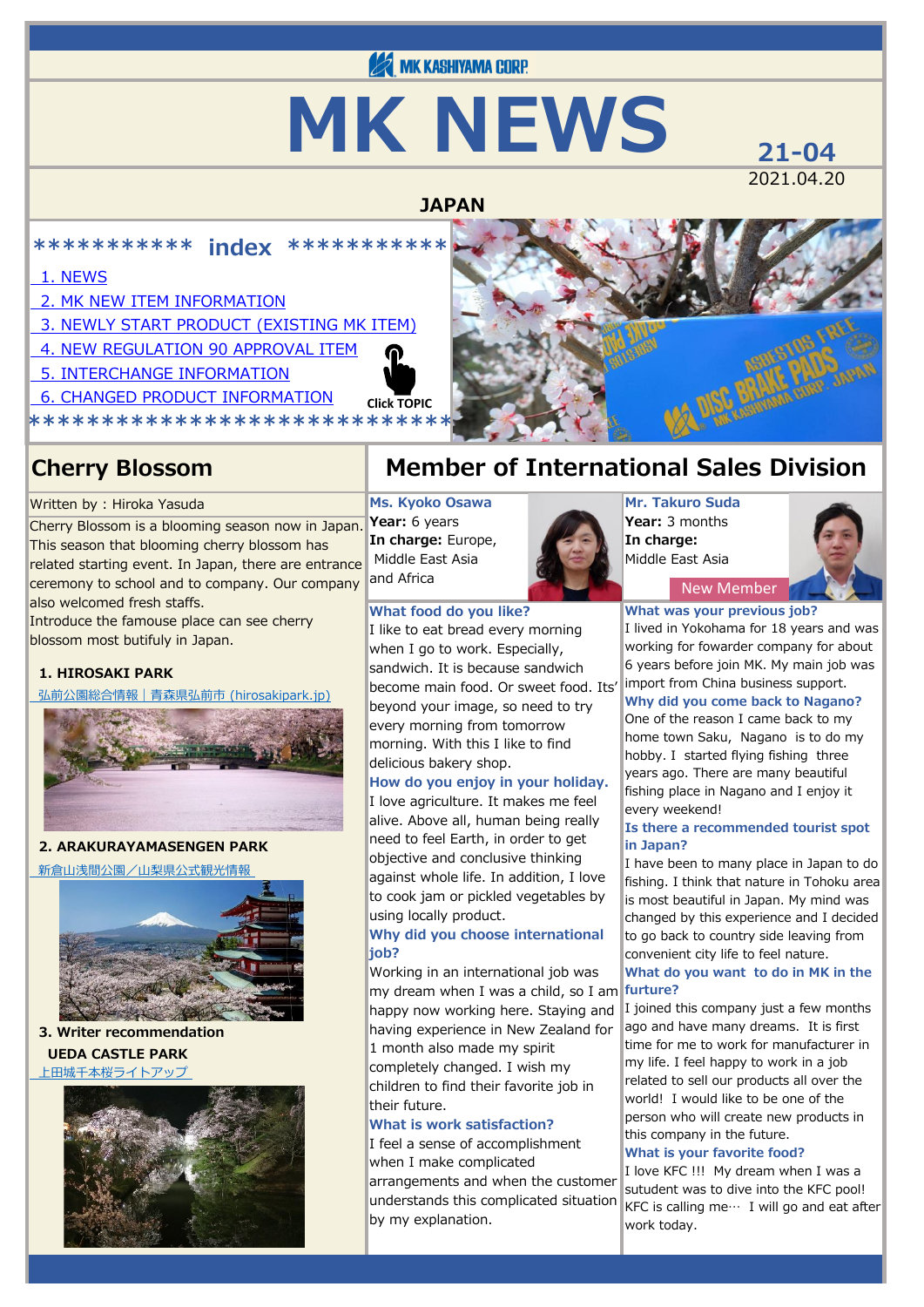MK KASHIYAMA CORP.

# MK NEWS

**21-04**
2021.04.20

**JAPAN**

*********** index ***********

1. NEWS
2. MK NEW ITEM INFORMATION
3. NEWLY START PRODUCT (EXISTING MK ITEM)
4. NEW REGULATION 90 APPROVAL ITEM
5. INTERCHANGE INFORMATION
6. CHANGED PRODUCT INFORMATION

Click TOPIC

****************************

## Cherry Blossom

Written by：Hiroka Yasuda

Cherry Blossom is a blooming season now in Japan. This season that blooming cherry blossom has related starting event. In Japan, there are entrance ceremony to school and to company. Our company also welcomed fresh staffs.
Introduce the famouse place can see cherry blossom most butifuly in Japan.

**1. HIROSAKI PARK**

弘前公園総合情報｜青森県弘前市 (hirosakipark.jp)

**2. ARAKURAYAMASENGEN PARK**

新倉山浅間公園／山梨県公式観光情報

**3. Writer recommendation**

**UEDA CASTLE PARK**

上田城千本桜ライトアップ

## Member of International Sales Division

**Ms. Kyoko Osawa**
**Year:** 6 years
**In charge:** Europe, Middle East Asia and Africa

**What food do you like?**
I like to eat bread every morning when I go to work. Especially, sandwich. It is because sandwich become main food. Or sweet food. Its' beyond your image, so need to try every morning from tomorrow morning. With this I like to find delicious bakery shop.

**How do you enjoy in your holiday.**
I love agriculture. It makes me feel alive. Above all, human being really need to feel Earth, in order to get objective and conclusive thinking against whole life. In addition, I love to cook jam or pickled vegetables by using locally product.

**Why did you choose international job?**
Working in an international job was my dream when I was a child, so I am happy now working here. Staying and having experience in New Zealand for 1 month also made my spirit completely changed. I wish my children to find their favorite job in their future.

**What is work satisfaction?**
I feel a sense of accomplishment when I make complicated arrangements and when the customer understands this complicated situation by my explanation.

**Mr. Takuro Suda**
**Year:** 3 months
**In charge:**
Middle East Asia

New Member

**What was your previous job?**
I lived in Yokohama for 18 years and was working for fowarder company for about 6 years before join MK. My main job was import from China business support.

**Why did you come back to Nagano?**
One of the reason I came back to my home town Saku, Nagano is to do my hobby. I started flying fishing three years ago. There are many beautiful fishing place in Nagano and I enjoy it every weekend!

**Is there a recommended tourist spot in Japan?**
I have been to many place in Japan to do fishing. I think that nature in Tohoku area is most beautiful in Japan. My mind was changed by this experience and I decided to go back to country side leaving from convenient city life to feel nature.

**What do you want to do in MK in the furture?**
I joined this company just a few months ago and have many dreams. It is first time for me to work for manufacturer in my life. I feel happy to work in a job related to sell our products all over the world! I would like to be one of the person who will create new products in this company in the future.

**What is your favorite food?**
I love KFC !!! My dream when I was a sutudent was to dive into the KFC pool! KFC is calling me… I will go and eat after work today.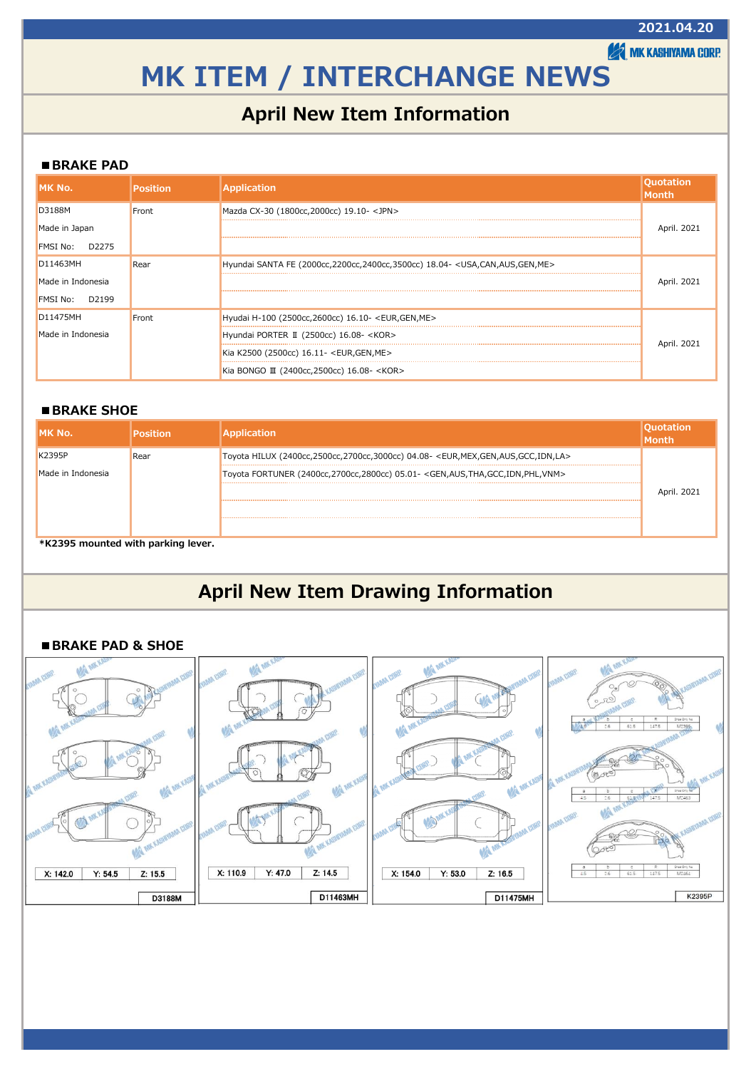2021.04.20

MK KASHIYAMA CORP.

# MK ITEM / INTERCHANGE NEWS

## April New Item Information

### ■BRAKE PAD

| MK No. | Position | Application | Quotation Month |
|---|---|---|---|
| D3188M<br>Made in Japan<br>FMSI No: D2275 | Front | Mazda CX-30 (1800cc,2000cc) 19.10- <JPN> | April. 2021 |
| D11463MH<br>Made in Indonesia<br>FMSI No: D2199 | Rear | Hyundai SANTA FE (2000cc,2200cc,2400cc,3500cc) 18.04- <USA,CAN,AUS,GEN,ME> | April. 2021 |
| D11475MH<br>Made in Indonesia | Front | Hyudai H-100 (2500cc,2600cc) 16.10- <EUR,GEN,ME><br>Hyundai PORTER Ⅱ (2500cc) 16.08- <KOR><br>Kia K2500 (2500cc) 16.11- <EUR,GEN,ME><br>Kia BONGO Ⅲ (2400cc,2500cc) 16.08- <KOR> | April. 2021 |

### ■BRAKE SHOE

| MK No. | Position | Application | Quotation Month |
|---|---|---|---|
| K2395P<br>Made in Indonesia | Rear | Toyota HILUX (2400cc,2500cc,2700cc,3000cc) 04.08- <EUR,MEX,GEN,AUS,GCC,IDN,LA><br>Toyota FORTUNER (2400cc,2700cc,2800cc) 05.01- <GEN,AUS,THA,GCC,IDN,PHL,VNM> | April. 2021 |

**\*K2395 mounted with parking lever.**

## April New Item Drawing Information

### ■BRAKE PAD & SHOE

| MK No. | X | Y | Z |
|---|---|---|---|
| D3188M | 142.0 | 54.5 | 15.5 |
| D11463MH | 110.9 | 47.0 | 14.5 |
| D11475MH | 154.0 | 53.0 | 16.5 |

K2395P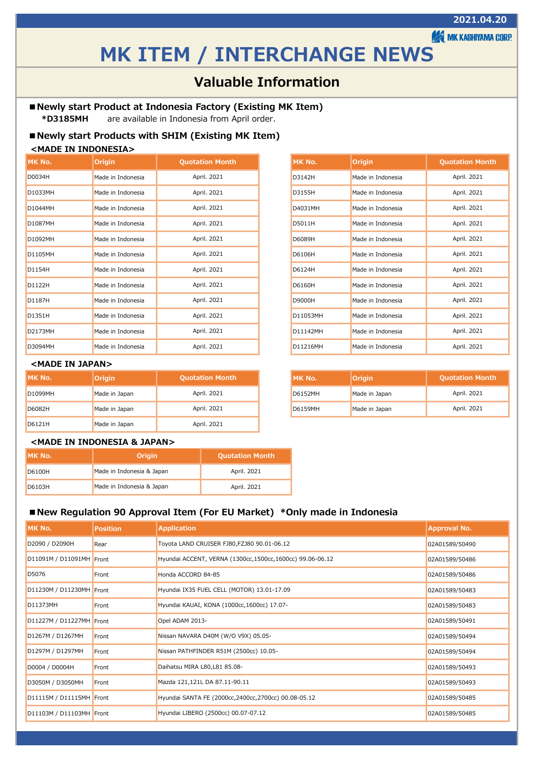2021.04.20

MK KASHIYAMA CORP.

# MK ITEM / INTERCHANGE NEWS

## Valuable Information

### ■Newly start Product at Indonesia Factory (Existing MK Item)

**\*D3185MH** are available in Indonesia from April order.

### ■Newly start Products with SHIM (Existing MK Item)

**<MADE IN INDONESIA>**

| MK No. | Origin | Quotation Month |
|---|---|---|
| D0034H | Made in Indonesia | April. 2021 |
| D1033MH | Made in Indonesia | April. 2021 |
| D1044MH | Made in Indonesia | April. 2021 |
| D1087MH | Made in Indonesia | April. 2021 |
| D1092MH | Made in Indonesia | April. 2021 |
| D1105MH | Made in Indonesia | April. 2021 |
| D1154H | Made in Indonesia | April. 2021 |
| D1122H | Made in Indonesia | April. 2021 |
| D1187H | Made in Indonesia | April. 2021 |
| D1351H | Made in Indonesia | April. 2021 |
| D2173MH | Made in Indonesia | April. 2021 |
| D3094MH | Made in Indonesia | April. 2021 |
| D3142H | Made in Indonesia | April. 2021 |
| D3155H | Made in Indonesia | April. 2021 |
| D4031MH | Made in Indonesia | April. 2021 |
| D5011H | Made in Indonesia | April. 2021 |
| D6089H | Made in Indonesia | April. 2021 |
| D6106H | Made in Indonesia | April. 2021 |
| D6124H | Made in Indonesia | April. 2021 |
| D6160H | Made in Indonesia | April. 2021 |
| D9000H | Made in Indonesia | April. 2021 |
| D11053MH | Made in Indonesia | April. 2021 |
| D11142MH | Made in Indonesia | April. 2021 |
| D11216MH | Made in Indonesia | April. 2021 |

**<MADE IN JAPAN>**

| MK No. | Origin | Quotation Month |
|---|---|---|
| D1099MH | Made in Japan | April. 2021 |
| D6082H | Made in Japan | April. 2021 |
| D6121H | Made in Japan | April. 2021 |
| D6152MH | Made in Japan | April. 2021 |
| D6159MH | Made in Japan | April. 2021 |

**<MADE IN INDONESIA & JAPAN>**

| MK No. | Origin | Quotation Month |
|---|---|---|
| D6100H | Made in Indonesia & Japan | April. 2021 |
| D6103H | Made in Indonesia & Japan | April. 2021 |

### ■New Regulation 90 Approval Item (For EU Market) *Only made in Indonesia

| MK No. | Position | Application | Approval No. |
|---|---|---|---|
| D2090 / D2090H | Rear | Toyota LAND CRUISER FJ80,FZJ80 90.01-06.12 | 02A01589/50490 |
| D11091M / D11091MH | Front | Hyundai ACCENT, VERNA (1300cc,1500cc,1600cc) 99.06-06.12 | 02A01589/50486 |
| D5076 | Front | Honda ACCORD 84-85 | 02A01589/50486 |
| D11230M / D11230MH | Front | Hyundai IX35 FUEL CELL (MOTOR) 13.01-17.09 | 02A01589/50483 |
| D11373MH | Front | Hyundai KAUAI, KONA (1000cc,1600cc) 17.07- | 02A01589/50483 |
| D11227M / D11227MH | Front | Opel ADAM 2013- | 02A01589/50491 |
| D1267M / D1267MH | Front | Nissan NAVARA D40M (W/O V9X) 05.05- | 02A01589/50494 |
| D1297M / D1297MH | Front | Nissan PATHFINDER R51M (2500cc) 10.05- | 02A01589/50494 |
| D0004 / D0004H | Front | Daihatsu MIRA L80,L81 85.08- | 02A01589/50493 |
| D3050M / D3050MH | Front | Mazda 121,121L DA 87.11-90.11 | 02A01589/50493 |
| D11115M / D11115MH | Front | Hyundai SANTA FE (2000cc,2400cc,2700cc) 00.08-05.12 | 02A01589/50485 |
| D11103M / D11103MH | Front | Hyundai LIBERO (2500cc) 00.07-07.12 | 02A01589/50485 |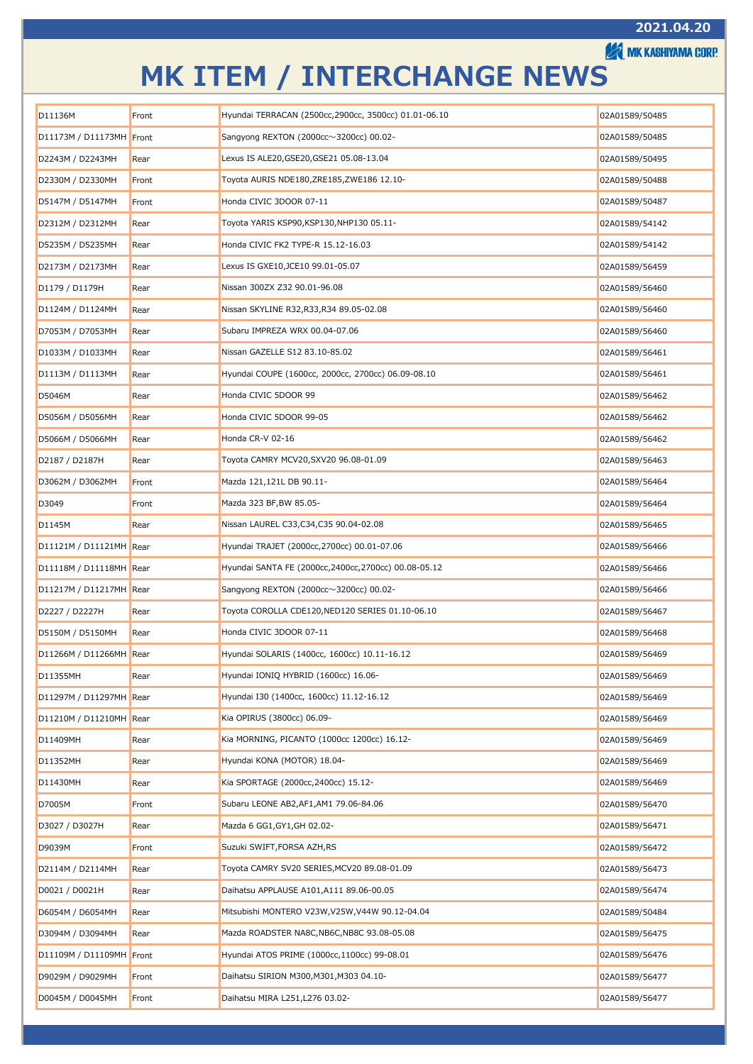# MK ITEM / INTERCHANGE NEWS

2021.04.20

MK KASHIYAMA CORP.

| | | | |
|---|---|---|---|
| D11136M | Front | Hyundai TERRACAN (2500cc,2900cc, 3500cc) 01.01-06.10 | 02A01589/50485 |
| D11173M / D11173MH | Front | Sangyong REXTON (2000cc～3200cc) 00.02- | 02A01589/50485 |
| D2243M / D2243MH | Rear | Lexus IS ALE20,GSE20,GSE21 05.08-13.04 | 02A01589/50495 |
| D2330M / D2330MH | Front | Toyota AURIS NDE180,ZRE185,ZWE186 12.10- | 02A01589/50488 |
| D5147M / D5147MH | Front | Honda CIVIC 3DOOR 07-11 | 02A01589/50487 |
| D2312M / D2312MH | Rear | Toyota YARIS KSP90,KSP130,NHP130 05.11- | 02A01589/54142 |
| D5235M / D5235MH | Rear | Honda CIVIC FK2 TYPE-R 15.12-16.03 | 02A01589/54142 |
| D2173M / D2173MH | Rear | Lexus IS GXE10,JCE10 99.01-05.07 | 02A01589/56459 |
| D1179 / D1179H | Rear | Nissan 300ZX Z32 90.01-96.08 | 02A01589/56460 |
| D1124M / D1124MH | Rear | Nissan SKYLINE R32,R33,R34 89.05-02.08 | 02A01589/56460 |
| D7053M / D7053MH | Rear | Subaru IMPREZA WRX 00.04-07.06 | 02A01589/56460 |
| D1033M / D1033MH | Rear | Nissan GAZELLE S12 83.10-85.02 | 02A01589/56461 |
| D1113M / D1113MH | Rear | Hyundai COUPE (1600cc, 2000cc, 2700cc) 06.09-08.10 | 02A01589/56461 |
| D5046M | Rear | Honda CIVIC 5DOOR 99 | 02A01589/56462 |
| D5056M / D5056MH | Rear | Honda CIVIC 5DOOR 99-05 | 02A01589/56462 |
| D5066M / D5066MH | Rear | Honda CR-V 02-16 | 02A01589/56462 |
| D2187 / D2187H | Rear | Toyota CAMRY MCV20,SXV20 96.08-01.09 | 02A01589/56463 |
| D3062M / D3062MH | Front | Mazda 121,121L DB 90.11- | 02A01589/56464 |
| D3049 | Front | Mazda 323 BF,BW 85.05- | 02A01589/56464 |
| D1145M | Rear | Nissan LAUREL C33,C34,C35 90.04-02.08 | 02A01589/56465 |
| D11121M / D11121MH | Rear | Hyundai TRAJET (2000cc,2700cc) 00.01-07.06 | 02A01589/56466 |
| D11118M / D11118MH | Rear | Hyundai SANTA FE (2000cc,2400cc,2700cc) 00.08-05.12 | 02A01589/56466 |
| D11217M / D11217MH | Rear | Sangyong REXTON (2000cc～3200cc) 00.02- | 02A01589/56466 |
| D2227 / D2227H | Rear | Toyota COROLLA CDE120,NED120 SERIES 01.10-06.10 | 02A01589/56467 |
| D5150M / D5150MH | Rear | Honda CIVIC 3DOOR 07-11 | 02A01589/56468 |
| D11266M / D11266MH | Rear | Hyundai SOLARIS (1400cc, 1600cc) 10.11-16.12 | 02A01589/56469 |
| D11355MH | Rear | Hyundai IONIQ HYBRID (1600cc) 16.06- | 02A01589/56469 |
| D11297M / D11297MH | Rear | Hyundai I30 (1400cc, 1600cc) 11.12-16.12 | 02A01589/56469 |
| D11210M / D11210MH | Rear | Kia OPIRUS (3800cc) 06.09- | 02A01589/56469 |
| D11409MH | Rear | Kia MORNING, PICANTO (1000cc 1200cc) 16.12- | 02A01589/56469 |
| D11352MH | Rear | Hyundai KONA (MOTOR) 18.04- | 02A01589/56469 |
| D11430MH | Rear | Kia SPORTAGE (2000cc,2400cc) 15.12- | 02A01589/56469 |
| D7005M | Front | Subaru LEONE AB2,AF1,AM1 79.06-84.06 | 02A01589/56470 |
| D3027 / D3027H | Rear | Mazda 6 GG1,GY1,GH 02.02- | 02A01589/56471 |
| D9039M | Front | Suzuki SWIFT,FORSA AZH,RS | 02A01589/56472 |
| D2114M / D2114MH | Rear | Toyota CAMRY SV20 SERIES,MCV20 89.08-01.09 | 02A01589/56473 |
| D0021 / D0021H | Rear | Daihatsu APPLAUSE A101,A111 89.06-00.05 | 02A01589/56474 |
| D6054M / D6054MH | Rear | Mitsubishi MONTERO V23W,V25W,V44W 90.12-04.04 | 02A01589/50484 |
| D3094M / D3094MH | Rear | Mazda ROADSTER NA8C,NB6C,NB8C 93.08-05.08 | 02A01589/56475 |
| D11109M / D11109MH | Front | Hyundai ATOS PRIME (1000cc,1100cc) 99-08.01 | 02A01589/56476 |
| D9029M / D9029MH | Front | Daihatsu SIRION M300,M301,M303 04.10- | 02A01589/56477 |
| D0045M / D0045MH | Front | Daihatsu MIRA L251,L276 03.02- | 02A01589/56477 |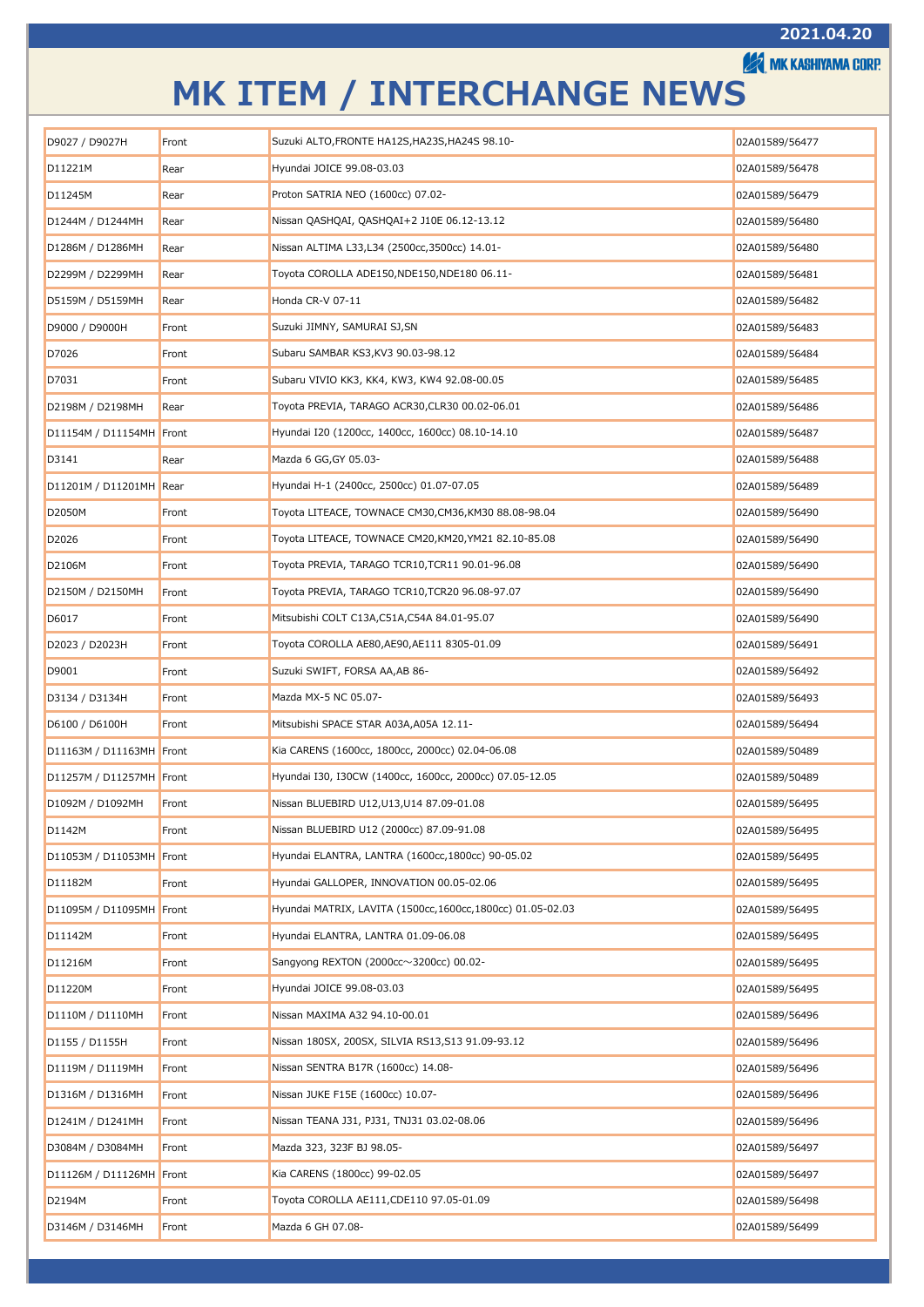2021.04.20

MK KASHIYAMA CORP.

# MK ITEM / INTERCHANGE NEWS

| | | | |
|---|---|---|---|
| D9027 / D9027H | Front | Suzuki ALTO,FRONTE HA12S,HA23S,HA24S 98.10- | 02A01589/56477 |
| D11221M | Rear | Hyundai JOICE 99.08-03.03 | 02A01589/56478 |
| D11245M | Rear | Proton SATRIA NEO (1600cc) 07.02- | 02A01589/56479 |
| D1244M / D1244MH | Rear | Nissan QASHQAI, QASHQAI+2 J10E 06.12-13.12 | 02A01589/56480 |
| D1286M / D1286MH | Rear | Nissan ALTIMA L33,L34 (2500cc,3500cc) 14.01- | 02A01589/56480 |
| D2299M / D2299MH | Rear | Toyota COROLLA ADE150,NDE150,NDE180 06.11- | 02A01589/56481 |
| D5159M / D5159MH | Rear | Honda CR-V 07-11 | 02A01589/56482 |
| D9000 / D9000H | Front | Suzuki JIMNY, SAMURAI SJ,SN | 02A01589/56483 |
| D7026 | Front | Subaru SAMBAR KS3,KV3 90.03-98.12 | 02A01589/56484 |
| D7031 | Front | Subaru VIVIO KK3, KK4, KW3, KW4 92.08-00.05 | 02A01589/56485 |
| D2198M / D2198MH | Rear | Toyota PREVIA, TARAGO ACR30,CLR30 00.02-06.01 | 02A01589/56486 |
| D11154M / D11154MH | Front | Hyundai I20 (1200cc, 1400cc, 1600cc) 08.10-14.10 | 02A01589/56487 |
| D3141 | Rear | Mazda 6 GG,GY 05.03- | 02A01589/56488 |
| D11201M / D11201MH | Rear | Hyundai H-1 (2400cc, 2500cc) 01.07-07.05 | 02A01589/56489 |
| D2050M | Front | Toyota LITEACE, TOWNACE CM30,CM36,KM30 88.08-98.04 | 02A01589/56490 |
| D2026 | Front | Toyota LITEACE, TOWNACE CM20,KM20,YM21 82.10-85.08 | 02A01589/56490 |
| D2106M | Front | Toyota PREVIA, TARAGO TCR10,TCR11 90.01-96.08 | 02A01589/56490 |
| D2150M / D2150MH | Front | Toyota PREVIA, TARAGO TCR10,TCR20 96.08-97.07 | 02A01589/56490 |
| D6017 | Front | Mitsubishi COLT C13A,C51A,C54A 84.01-95.07 | 02A01589/56490 |
| D2023 / D2023H | Front | Toyota COROLLA AE80,AE90,AE111 8305-01.09 | 02A01589/56491 |
| D9001 | Front | Suzuki SWIFT, FORSA AA,AB 86- | 02A01589/56492 |
| D3134 / D3134H | Front | Mazda MX-5 NC 05.07- | 02A01589/56493 |
| D6100 / D6100H | Front | Mitsubishi SPACE STAR A03A,A05A 12.11- | 02A01589/56494 |
| D11163M / D11163MH | Front | Kia CARENS (1600cc, 1800cc, 2000cc) 02.04-06.08 | 02A01589/50489 |
| D11257M / D11257MH | Front | Hyundai I30, I30CW (1400cc, 1600cc, 2000cc) 07.05-12.05 | 02A01589/50489 |
| D1092M / D1092MH | Front | Nissan BLUEBIRD U12,U13,U14 87.09-01.08 | 02A01589/56495 |
| D1142M | Front | Nissan BLUEBIRD U12 (2000cc) 87.09-91.08 | 02A01589/56495 |
| D11053M / D11053MH | Front | Hyundai ELANTRA, LANTRA (1600cc,1800cc) 90-05.02 | 02A01589/56495 |
| D11182M | Front | Hyundai GALLOPER, INNOVATION 00.05-02.06 | 02A01589/56495 |
| D11095M / D11095MH | Front | Hyundai MATRIX, LAVITA (1500cc,1600cc,1800cc) 01.05-02.03 | 02A01589/56495 |
| D11142M | Front | Hyundai ELANTRA, LANTRA 01.09-06.08 | 02A01589/56495 |
| D11216M | Front | Sangyong REXTON (2000cc～3200cc) 00.02- | 02A01589/56495 |
| D11220M | Front | Hyundai JOICE 99.08-03.03 | 02A01589/56495 |
| D1110M / D1110MH | Front | Nissan MAXIMA A32 94.10-00.01 | 02A01589/56496 |
| D1155 / D1155H | Front | Nissan 180SX, 200SX, SILVIA RS13,S13 91.09-93.12 | 02A01589/56496 |
| D1119M / D1119MH | Front | Nissan SENTRA B17R (1600cc) 14.08- | 02A01589/56496 |
| D1316M / D1316MH | Front | Nissan JUKE F15E (1600cc) 10.07- | 02A01589/56496 |
| D1241M / D1241MH | Front | Nissan TEANA J31, PJ31, TNJ31 03.02-08.06 | 02A01589/56496 |
| D3084M / D3084MH | Front | Mazda 323, 323F BJ 98.05- | 02A01589/56497 |
| D11126M / D11126MH | Front | Kia CARENS (1800cc) 99-02.05 | 02A01589/56497 |
| D2194M | Front | Toyota COROLLA AE111,CDE110 97.05-01.09 | 02A01589/56498 |
| D3146M / D3146MH | Front | Mazda 6 GH 07.08- | 02A01589/56499 |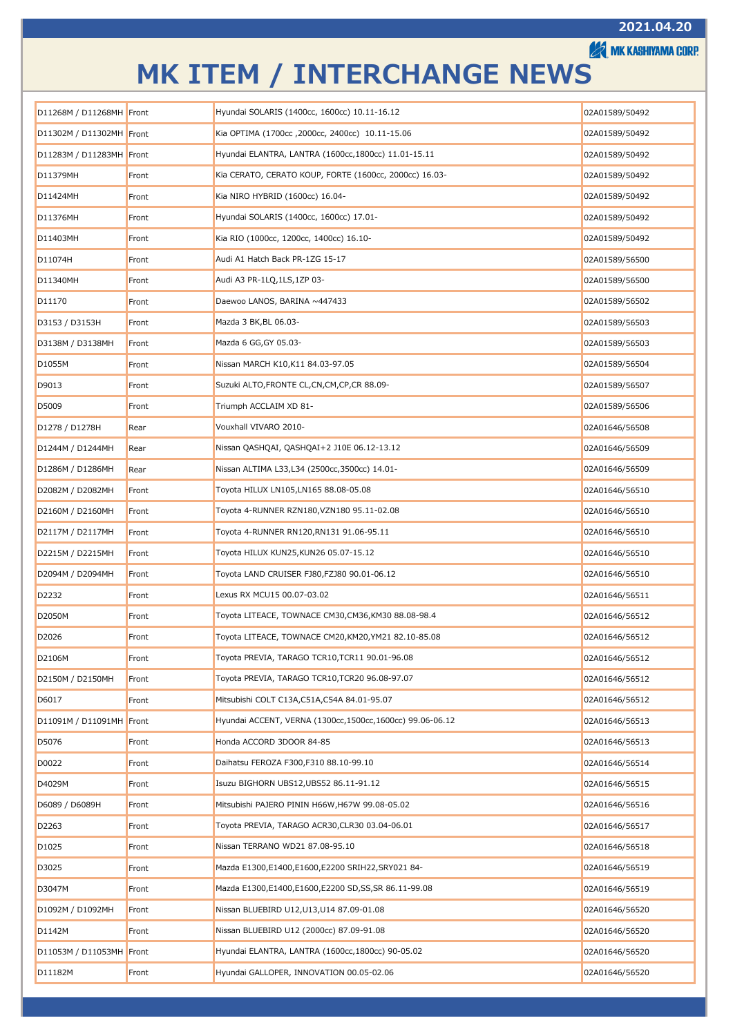# MK ITEM / INTERCHANGE NEWS

| | | | |
|---|---|---|---|
| D11268M / D11268MH | Front | Hyundai SOLARIS (1400cc, 1600cc) 10.11-16.12 | 02A01589/50492 |
| D11302M / D11302MH | Front | Kia OPTIMA (1700cc ,2000cc, 2400cc) 10.11-15.06 | 02A01589/50492 |
| D11283M / D11283MH | Front | Hyundai ELANTRA, LANTRA (1600cc,1800cc) 11.01-15.11 | 02A01589/50492 |
| D11379MH | Front | Kia CERATO, CERATO KOUP, FORTE (1600cc, 2000cc) 16.03- | 02A01589/50492 |
| D11424MH | Front | Kia NIRO HYBRID (1600cc) 16.04- | 02A01589/50492 |
| D11376MH | Front | Hyundai SOLARIS (1400cc, 1600cc) 17.01- | 02A01589/50492 |
| D11403MH | Front | Kia RIO (1000cc, 1200cc, 1400cc) 16.10- | 02A01589/50492 |
| D11074H | Front | Audi A1 Hatch Back PR-1ZG 15-17 | 02A01589/56500 |
| D11340MH | Front | Audi A3 PR-1LQ,1LS,1ZP 03- | 02A01589/56500 |
| D11170 | Front | Daewoo LANOS, BARINA ~447433 | 02A01589/56502 |
| D3153 / D3153H | Front | Mazda 3 BK,BL 06.03- | 02A01589/56503 |
| D3138M / D3138MH | Front | Mazda 6 GG,GY 05.03- | 02A01589/56503 |
| D1055M | Front | Nissan MARCH K10,K11 84.03-97.05 | 02A01589/56504 |
| D9013 | Front | Suzuki ALTO,FRONTE CL,CN,CM,CP,CR 88.09- | 02A01589/56507 |
| D5009 | Front | Triumph ACCLAIM XD 81- | 02A01589/56506 |
| D1278 / D1278H | Rear | Vouxhall VIVARO 2010- | 02A01646/56508 |
| D1244M / D1244MH | Rear | Nissan QASHQAI, QASHQAI+2 J10E 06.12-13.12 | 02A01646/56509 |
| D1286M / D1286MH | Rear | Nissan ALTIMA L33,L34 (2500cc,3500cc) 14.01- | 02A01646/56509 |
| D2082M / D2082MH | Front | Toyota HILUX LN105,LN165 88.08-05.08 | 02A01646/56510 |
| D2160M / D2160MH | Front | Toyota 4-RUNNER RZN180,VZN180 95.11-02.08 | 02A01646/56510 |
| D2117M / D2117MH | Front | Toyota 4-RUNNER RN120,RN131 91.06-95.11 | 02A01646/56510 |
| D2215M / D2215MH | Front | Toyota HILUX KUN25,KUN26 05.07-15.12 | 02A01646/56510 |
| D2094M / D2094MH | Front | Toyota LAND CRUISER FJ80,FZJ80 90.01-06.12 | 02A01646/56510 |
| D2232 | Front | Lexus RX MCU15 00.07-03.02 | 02A01646/56511 |
| D2050M | Front | Toyota LITEACE, TOWNACE CM30,CM36,KM30 88.08-98.4 | 02A01646/56512 |
| D2026 | Front | Toyota LITEACE, TOWNACE CM20,KM20,YM21 82.10-85.08 | 02A01646/56512 |
| D2106M | Front | Toyota PREVIA, TARAGO TCR10,TCR11 90.01-96.08 | 02A01646/56512 |
| D2150M / D2150MH | Front | Toyota PREVIA, TARAGO TCR10,TCR20 96.08-97.07 | 02A01646/56512 |
| D6017 | Front | Mitsubishi COLT C13A,C51A,C54A 84.01-95.07 | 02A01646/56512 |
| D11091M / D11091MH | Front | Hyundai ACCENT, VERNA (1300cc,1500cc,1600cc) 99.06-06.12 | 02A01646/56513 |
| D5076 | Front | Honda ACCORD 3DOOR 84-85 | 02A01646/56513 |
| D0022 | Front | Daihatsu FEROZA F300,F310 88.10-99.10 | 02A01646/56514 |
| D4029M | Front | Isuzu BIGHORN UBS12,UBS52 86.11-91.12 | 02A01646/56515 |
| D6089 / D6089H | Front | Mitsubishi PAJERO PININ H66W,H67W 99.08-05.02 | 02A01646/56516 |
| D2263 | Front | Toyota PREVIA, TARAGO ACR30,CLR30 03.04-06.01 | 02A01646/56517 |
| D1025 | Front | Nissan TERRANO WD21 87.08-95.10 | 02A01646/56518 |
| D3025 | Front | Mazda E1300,E1400,E1600,E2200 SRIH22,SRY021 84- | 02A01646/56519 |
| D3047M | Front | Mazda E1300,E1400,E1600,E2200 SD,SS,SR 86.11-99.08 | 02A01646/56519 |
| D1092M / D1092MH | Front | Nissan BLUEBIRD U12,U13,U14 87.09-01.08 | 02A01646/56520 |
| D1142M | Front | Nissan BLUEBIRD U12 (2000cc) 87.09-91.08 | 02A01646/56520 |
| D11053M / D11053MH | Front | Hyundai ELANTRA, LANTRA (1600cc,1800cc) 90-05.02 | 02A01646/56520 |
| D11182M | Front | Hyundai GALLOPER, INNOVATION 00.05-02.06 | 02A01646/56520 |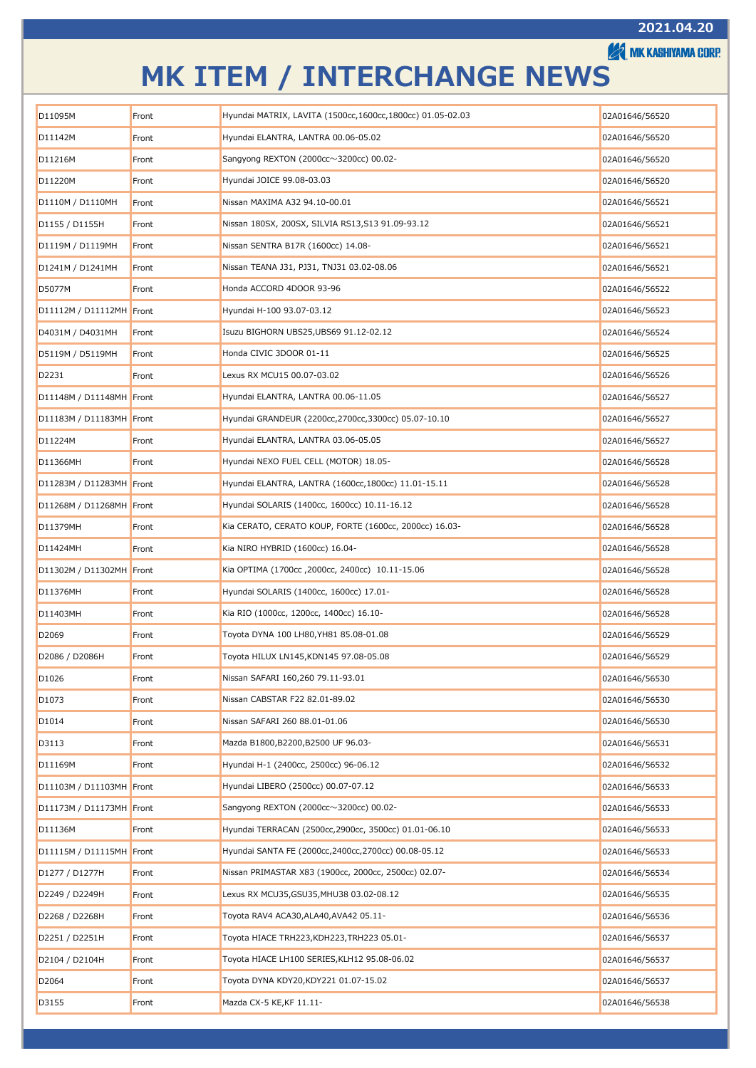# MK ITEM / INTERCHANGE NEWS

| | | | |
|---|---|---|---|
| D11095M | Front | Hyundai MATRIX, LAVITA (1500cc,1600cc,1800cc) 01.05-02.03 | 02A01646/56520 |
| D11142M | Front | Hyundai ELANTRA, LANTRA 00.06-05.02 | 02A01646/56520 |
| D11216M | Front | Sangyong REXTON (2000cc～3200cc) 00.02- | 02A01646/56520 |
| D11220M | Front | Hyundai JOICE 99.08-03.03 | 02A01646/56520 |
| D1110M / D1110MH | Front | Nissan MAXIMA A32 94.10-00.01 | 02A01646/56521 |
| D1155 / D1155H | Front | Nissan 180SX, 200SX, SILVIA RS13,S13 91.09-93.12 | 02A01646/56521 |
| D1119M / D1119MH | Front | Nissan SENTRA B17R (1600cc) 14.08- | 02A01646/56521 |
| D1241M / D1241MH | Front | Nissan TEANA J31, PJ31, TNJ31 03.02-08.06 | 02A01646/56521 |
| D5077M | Front | Honda ACCORD 4DOOR 93-96 | 02A01646/56522 |
| D11112M / D11112MH | Front | Hyundai H-100 93.07-03.12 | 02A01646/56523 |
| D4031M / D4031MH | Front | Isuzu BIGHORN UBS25,UBS69 91.12-02.12 | 02A01646/56524 |
| D5119M / D5119MH | Front | Honda CIVIC 3DOOR 01-11 | 02A01646/56525 |
| D2231 | Front | Lexus RX MCU15 00.07-03.02 | 02A01646/56526 |
| D11148M / D11148MH | Front | Hyundai ELANTRA, LANTRA 00.06-11.05 | 02A01646/56527 |
| D11183M / D11183MH | Front | Hyundai GRANDEUR (2200cc,2700cc,3300cc) 05.07-10.10 | 02A01646/56527 |
| D11224M | Front | Hyundai ELANTRA, LANTRA 03.06-05.05 | 02A01646/56527 |
| D11366MH | Front | Hyundai NEXO FUEL CELL (MOTOR) 18.05- | 02A01646/56528 |
| D11283M / D11283MH | Front | Hyundai ELANTRA, LANTRA (1600cc,1800cc) 11.01-15.11 | 02A01646/56528 |
| D11268M / D11268MH | Front | Hyundai SOLARIS (1400cc, 1600cc) 10.11-16.12 | 02A01646/56528 |
| D11379MH | Front | Kia CERATO, CERATO KOUP, FORTE (1600cc, 2000cc) 16.03- | 02A01646/56528 |
| D11424MH | Front | Kia NIRO HYBRID (1600cc) 16.04- | 02A01646/56528 |
| D11302M / D11302MH | Front | Kia OPTIMA (1700cc ,2000cc, 2400cc) 10.11-15.06 | 02A01646/56528 |
| D11376MH | Front | Hyundai SOLARIS (1400cc, 1600cc) 17.01- | 02A01646/56528 |
| D11403MH | Front | Kia RIO (1000cc, 1200cc, 1400cc) 16.10- | 02A01646/56528 |
| D2069 | Front | Toyota DYNA 100 LH80,YH81 85.08-01.08 | 02A01646/56529 |
| D2086 / D2086H | Front | Toyota HILUX LN145,KDN145 97.08-05.08 | 02A01646/56529 |
| D1026 | Front | Nissan SAFARI 160,260 79.11-93.01 | 02A01646/56530 |
| D1073 | Front | Nissan CABSTAR F22 82.01-89.02 | 02A01646/56530 |
| D1014 | Front | Nissan SAFARI 260 88.01-01.06 | 02A01646/56530 |
| D3113 | Front | Mazda B1800,B2200,B2500 UF 96.03- | 02A01646/56531 |
| D11169M | Front | Hyundai H-1 (2400cc, 2500cc) 96-06.12 | 02A01646/56532 |
| D11103M / D11103MH | Front | Hyundai LIBERO (2500cc) 00.07-07.12 | 02A01646/56533 |
| D11173M / D11173MH | Front | Sangyong REXTON (2000cc～3200cc) 00.02- | 02A01646/56533 |
| D11136M | Front | Hyundai TERRACAN (2500cc,2900cc, 3500cc) 01.01-06.10 | 02A01646/56533 |
| D11115M / D11115MH | Front | Hyundai SANTA FE (2000cc,2400cc,2700cc) 00.08-05.12 | 02A01646/56533 |
| D1277 / D1277H | Front | Nissan PRIMASTAR X83 (1900cc, 2000cc, 2500cc) 02.07- | 02A01646/56534 |
| D2249 / D2249H | Front | Lexus RX MCU35,GSU35,MHU38 03.02-08.12 | 02A01646/56535 |
| D2268 / D2268H | Front | Toyota RAV4 ACA30,ALA40,AVA42 05.11- | 02A01646/56536 |
| D2251 / D2251H | Front | Toyota HIACE TRH223,KDH223,TRH223 05.01- | 02A01646/56537 |
| D2104 / D2104H | Front | Toyota HIACE LH100 SERIES,KLH12 95.08-06.02 | 02A01646/56537 |
| D2064 | Front | Toyota DYNA KDY20,KDY221 01.07-15.02 | 02A01646/56537 |
| D3155 | Front | Mazda CX-5 KE,KF 11.11- | 02A01646/56538 |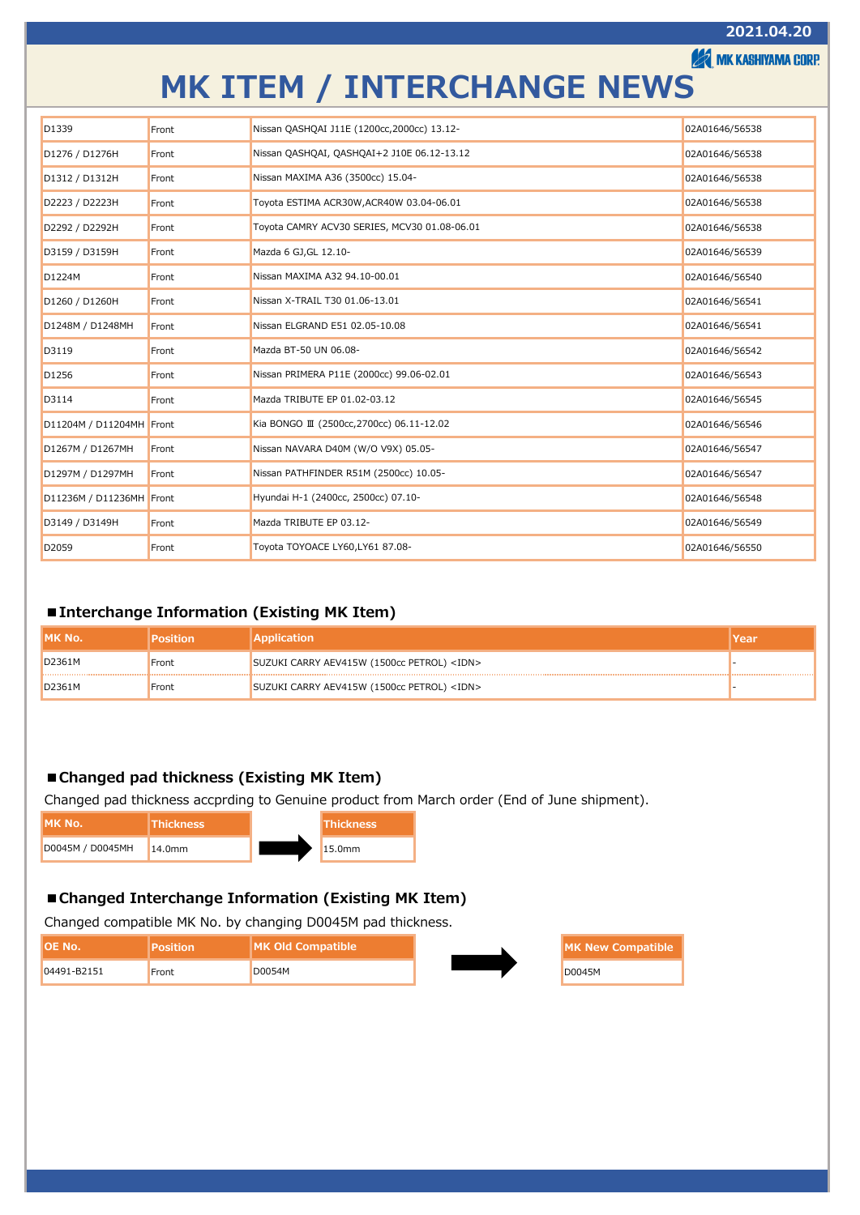# MK ITEM / INTERCHANGE NEWS

| | | | |
|---|---|---|---|
| D1339 | Front | Nissan QASHQAI J11E (1200cc,2000cc) 13.12- | 02A01646/56538 |
| D1276 / D1276H | Front | Nissan QASHQAI, QASHQAI+2 J10E 06.12-13.12 | 02A01646/56538 |
| D1312 / D1312H | Front | Nissan MAXIMA A36 (3500cc) 15.04- | 02A01646/56538 |
| D2223 / D2223H | Front | Toyota ESTIMA ACR30W,ACR40W 03.04-06.01 | 02A01646/56538 |
| D2292 / D2292H | Front | Toyota CAMRY ACV30 SERIES, MCV30 01.08-06.01 | 02A01646/56538 |
| D3159 / D3159H | Front | Mazda 6 GJ,GL 12.10- | 02A01646/56539 |
| D1224M | Front | Nissan MAXIMA A32 94.10-00.01 | 02A01646/56540 |
| D1260 / D1260H | Front | Nissan X-TRAIL T30 01.06-13.01 | 02A01646/56541 |
| D1248M / D1248MH | Front | Nissan ELGRAND E51 02.05-10.08 | 02A01646/56541 |
| D3119 | Front | Mazda BT-50 UN 06.08- | 02A01646/56542 |
| D1256 | Front | Nissan PRIMERA P11E (2000cc) 99.06-02.01 | 02A01646/56543 |
| D3114 | Front | Mazda TRIBUTE EP 01.02-03.12 | 02A01646/56545 |
| D11204M / D11204MH | Front | Kia BONGO Ⅲ (2500cc,2700cc) 06.11-12.02 | 02A01646/56546 |
| D1267M / D1267MH | Front | Nissan NAVARA D40M (W/O V9X) 05.05- | 02A01646/56547 |
| D1297M / D1297MH | Front | Nissan PATHFINDER R51M (2500cc) 10.05- | 02A01646/56547 |
| D11236M / D11236MH | Front | Hyundai H-1 (2400cc, 2500cc) 07.10- | 02A01646/56548 |
| D3149 / D3149H | Front | Mazda TRIBUTE EP 03.12- | 02A01646/56549 |
| D2059 | Front | Toyota TOYOACE LY60,LY61 87.08- | 02A01646/56550 |

## ■Interchange Information (Existing MK Item)

| MK No. | Position | Application | Year |
|---|---|---|---|
| D2361M | Front | SUZUKI CARRY AEV415W (1500cc PETROL) <IDN> | - |
| D2361M | Front | SUZUKI CARRY AEV415W (1500cc PETROL) <IDN> | - |

## ■Changed pad thickness (Existing MK Item)

Changed pad thickness accprding to Genuine product from March order (End of June shipment).

| MK No. | Thickness | → | Thickness |
|---|---|---|---|
| D0045M / D0045MH | 14.0mm | → | 15.0mm |

## ■Changed Interchange Information (Existing MK Item)

Changed compatible MK No. by changing D0045M pad thickness.

| OE No. | Position | MK Old Compatible | → | MK New Compatible |
|---|---|---|---|---|
| 04491-B2151 | Front | D0054M | → | D0045M |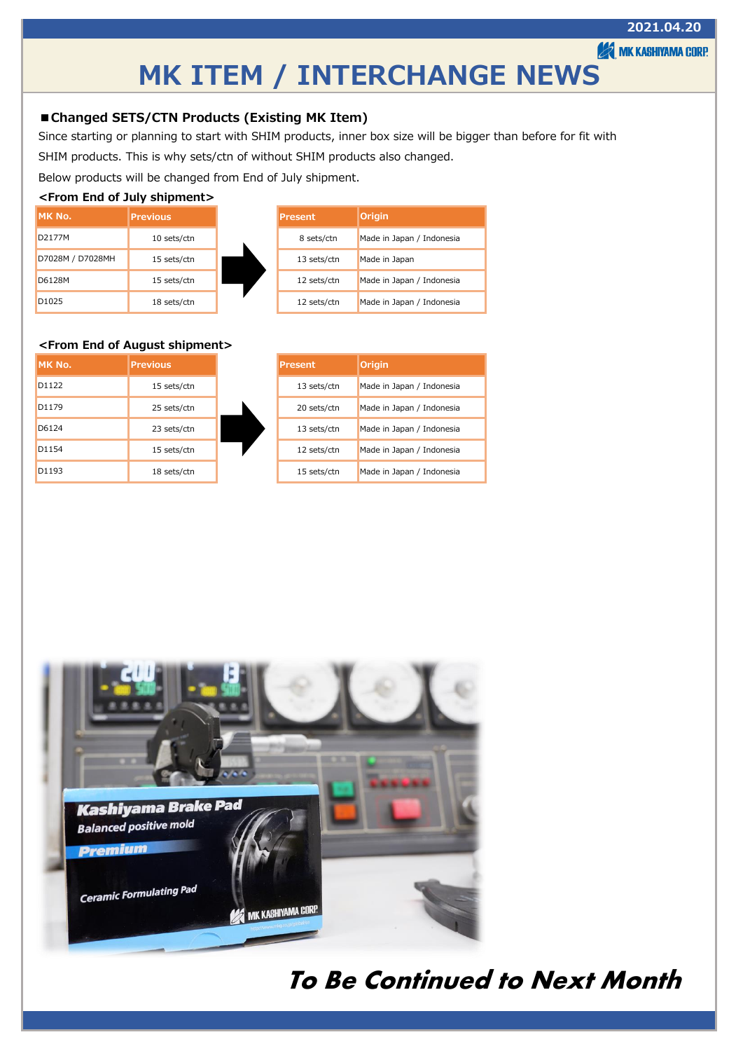2021.04.20

# MK ITEM / INTERCHANGE NEWS

### ■Changed SETS/CTN Products (Existing MK Item)

Since starting or planning to start with SHIM products, inner box size will be bigger than before for fit with SHIM products. This is why sets/ctn of without SHIM products also changed.

Below products will be changed from End of July shipment.

**<From End of July shipment>**

| MK No. | Previous | Present | Origin |
|---|---|---|---|
| D2177M | 10 sets/ctn | 8 sets/ctn | Made in Japan / Indonesia |
| D7028M / D7028MH | 15 sets/ctn | 13 sets/ctn | Made in Japan |
| D6128M | 15 sets/ctn | 12 sets/ctn | Made in Japan / Indonesia |
| D1025 | 18 sets/ctn | 12 sets/ctn | Made in Japan / Indonesia |

**<From End of August shipment>**

| MK No. | Previous | Present | Origin |
|---|---|---|---|
| D1122 | 15 sets/ctn | 13 sets/ctn | Made in Japan / Indonesia |
| D1179 | 25 sets/ctn | 20 sets/ctn | Made in Japan / Indonesia |
| D6124 | 23 sets/ctn | 13 sets/ctn | Made in Japan / Indonesia |
| D1154 | 15 sets/ctn | 12 sets/ctn | Made in Japan / Indonesia |
| D1193 | 18 sets/ctn | 15 sets/ctn | Made in Japan / Indonesia |

***To Be Continued to Next Month***